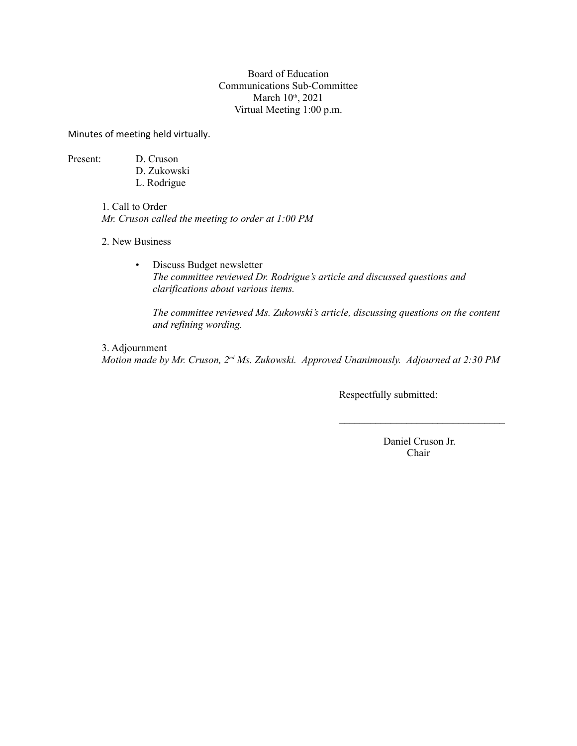Board of Education
Communications Sub-Committee
March 10th, 2021
Virtual Meeting 1:00 p.m.

Minutes of meeting held virtually.

Present: D. Cruson
D. Zukowski
L. Rodrigue

1. Call to Order
*Mr. Cruson called the meeting to order at 1:00 PM*

2. New Business

- Discuss Budget newsletter
  *The committee reviewed Dr. Rodrigue's article and discussed questions and clarifications about various items.*

  *The committee reviewed Ms. Zukowski's article, discussing questions on the content and refining wording.*

3. Adjournment
*Motion made by Mr. Cruson, 2nd Ms. Zukowski. Approved Unanimously. Adjourned at 2:30 PM*

Respectfully submitted:

\_\_\_\_\_\_\_\_\_\_\_\_\_\_\_\_\_\_\_\_\_\_\_\_\_\_\_\_\_\_\_\_

Daniel Cruson Jr.
Chair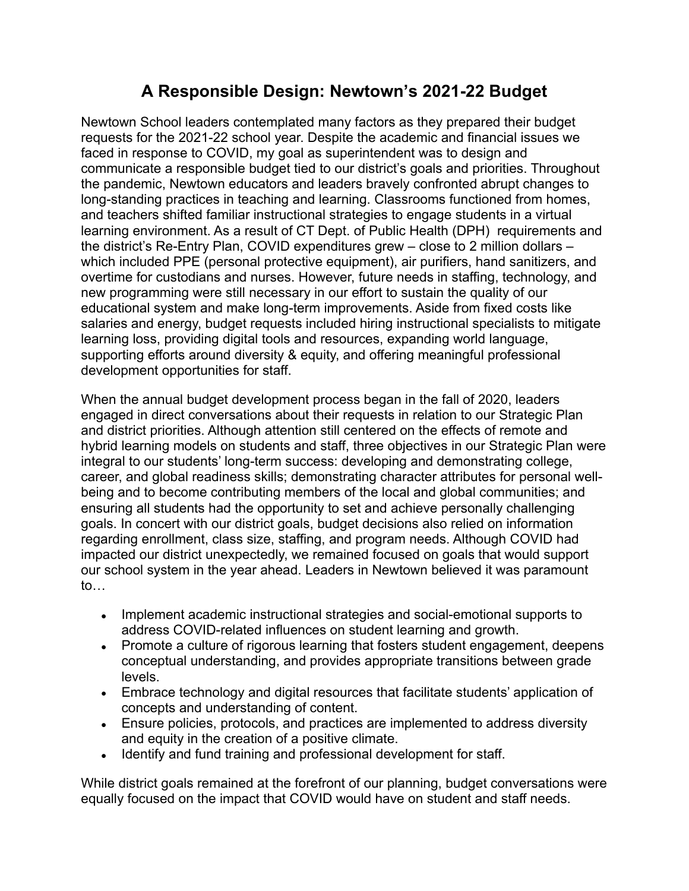# A Responsible Design: Newtown's 2021-22 Budget

Newtown School leaders contemplated many factors as they prepared their budget requests for the 2021-22 school year. Despite the academic and financial issues we faced in response to COVID, my goal as superintendent was to design and communicate a responsible budget tied to our district's goals and priorities. Throughout the pandemic, Newtown educators and leaders bravely confronted abrupt changes to long-standing practices in teaching and learning. Classrooms functioned from homes, and teachers shifted familiar instructional strategies to engage students in a virtual learning environment. As a result of CT Dept. of Public Health (DPH) requirements and the district's Re-Entry Plan, COVID expenditures grew – close to 2 million dollars – which included PPE (personal protective equipment), air purifiers, hand sanitizers, and overtime for custodians and nurses. However, future needs in staffing, technology, and new programming were still necessary in our effort to sustain the quality of our educational system and make long-term improvements. Aside from fixed costs like salaries and energy, budget requests included hiring instructional specialists to mitigate learning loss, providing digital tools and resources, expanding world language, supporting efforts around diversity & equity, and offering meaningful professional development opportunities for staff.

When the annual budget development process began in the fall of 2020, leaders engaged in direct conversations about their requests in relation to our Strategic Plan and district priorities. Although attention still centered on the effects of remote and hybrid learning models on students and staff, three objectives in our Strategic Plan were integral to our students' long-term success: developing and demonstrating college, career, and global readiness skills; demonstrating character attributes for personal well-being and to become contributing members of the local and global communities; and ensuring all students had the opportunity to set and achieve personally challenging goals. In concert with our district goals, budget decisions also relied on information regarding enrollment, class size, staffing, and program needs. Although COVID had impacted our district unexpectedly, we remained focused on goals that would support our school system in the year ahead. Leaders in Newtown believed it was paramount to…

- Implement academic instructional strategies and social-emotional supports to address COVID-related influences on student learning and growth.
- Promote a culture of rigorous learning that fosters student engagement, deepens conceptual understanding, and provides appropriate transitions between grade levels.
- Embrace technology and digital resources that facilitate students' application of concepts and understanding of content.
- Ensure policies, protocols, and practices are implemented to address diversity and equity in the creation of a positive climate.
- Identify and fund training and professional development for staff.

While district goals remained at the forefront of our planning, budget conversations were equally focused on the impact that COVID would have on student and staff needs.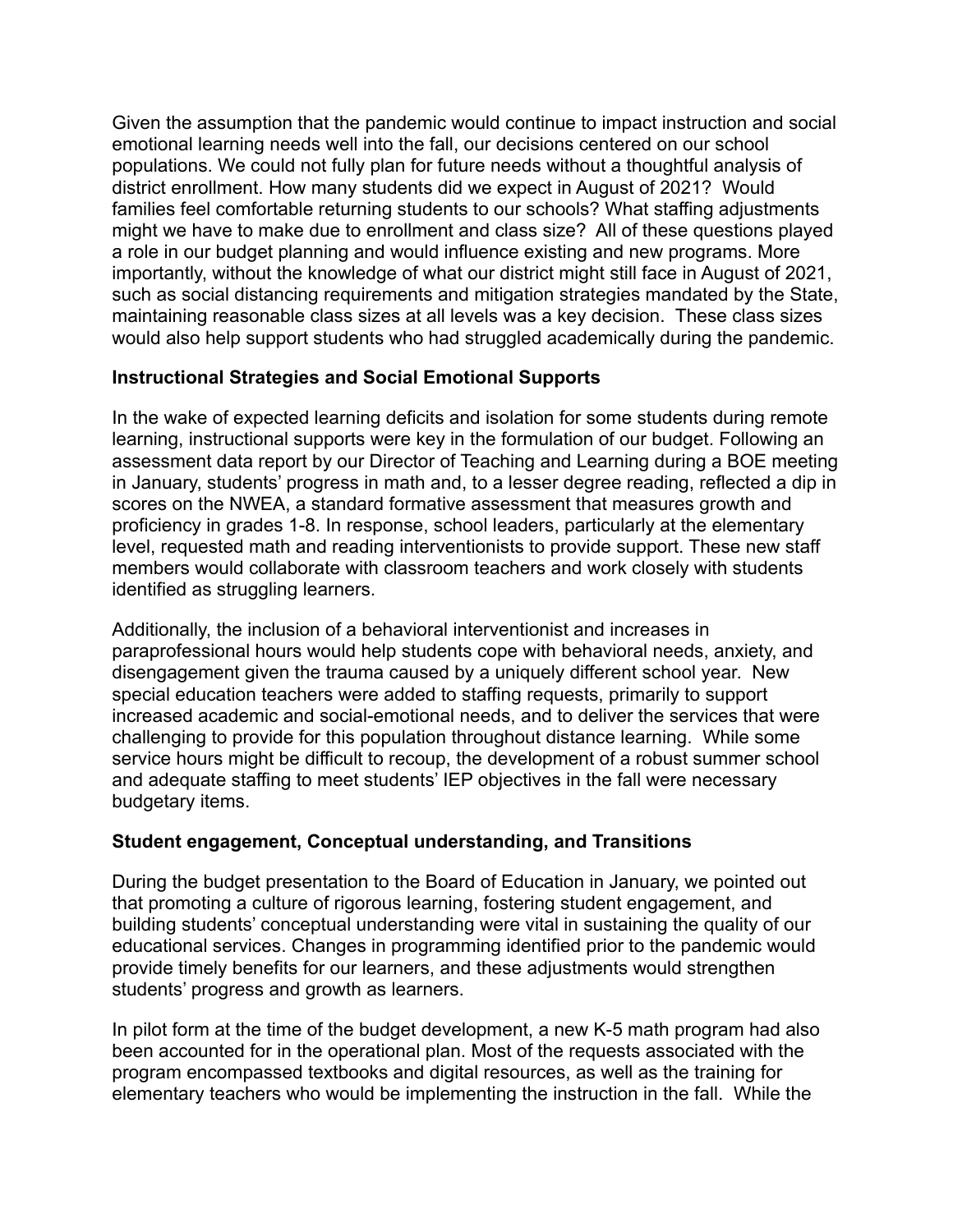Given the assumption that the pandemic would continue to impact instruction and social emotional learning needs well into the fall, our decisions centered on our school populations. We could not fully plan for future needs without a thoughtful analysis of district enrollment. How many students did we expect in August of 2021? Would families feel comfortable returning students to our schools? What staffing adjustments might we have to make due to enrollment and class size? All of these questions played a role in our budget planning and would influence existing and new programs. More importantly, without the knowledge of what our district might still face in August of 2021, such as social distancing requirements and mitigation strategies mandated by the State, maintaining reasonable class sizes at all levels was a key decision. These class sizes would also help support students who had struggled academically during the pandemic.

**Instructional Strategies and Social Emotional Supports**

In the wake of expected learning deficits and isolation for some students during remote learning, instructional supports were key in the formulation of our budget. Following an assessment data report by our Director of Teaching and Learning during a BOE meeting in January, students' progress in math and, to a lesser degree reading, reflected a dip in scores on the NWEA, a standard formative assessment that measures growth and proficiency in grades 1-8. In response, school leaders, particularly at the elementary level, requested math and reading interventionists to provide support. These new staff members would collaborate with classroom teachers and work closely with students identified as struggling learners.

Additionally, the inclusion of a behavioral interventionist and increases in paraprofessional hours would help students cope with behavioral needs, anxiety, and disengagement given the trauma caused by a uniquely different school year. New special education teachers were added to staffing requests, primarily to support increased academic and social-emotional needs, and to deliver the services that were challenging to provide for this population throughout distance learning. While some service hours might be difficult to recoup, the development of a robust summer school and adequate staffing to meet students' IEP objectives in the fall were necessary budgetary items.

**Student engagement, Conceptual understanding, and Transitions**

During the budget presentation to the Board of Education in January, we pointed out that promoting a culture of rigorous learning, fostering student engagement, and building students' conceptual understanding were vital in sustaining the quality of our educational services. Changes in programming identified prior to the pandemic would provide timely benefits for our learners, and these adjustments would strengthen students' progress and growth as learners.

In pilot form at the time of the budget development, a new K-5 math program had also been accounted for in the operational plan. Most of the requests associated with the program encompassed textbooks and digital resources, as well as the training for elementary teachers who would be implementing the instruction in the fall. While the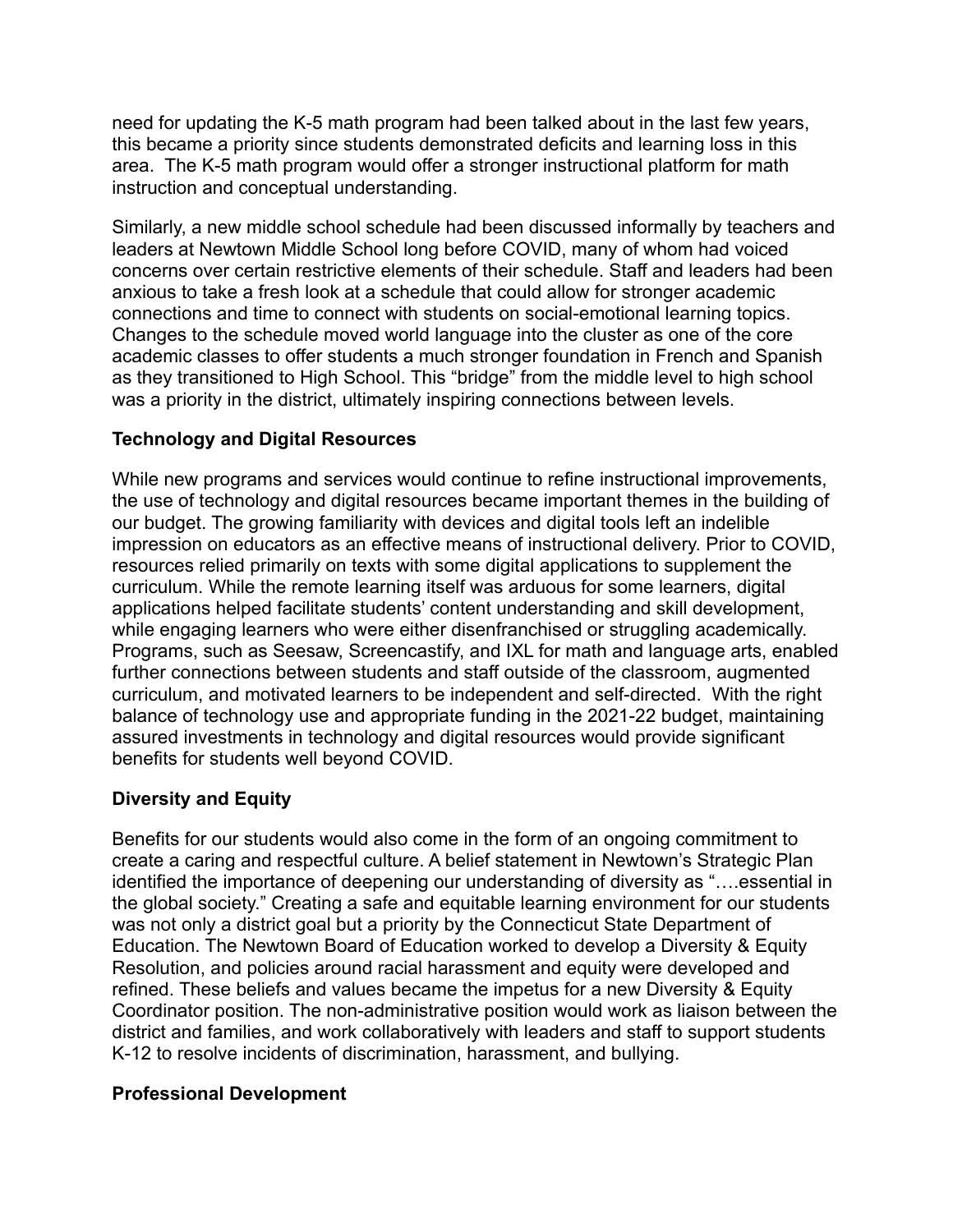need for updating the K-5 math program had been talked about in the last few years, this became a priority since students demonstrated deficits and learning loss in this area. The K-5 math program would offer a stronger instructional platform for math instruction and conceptual understanding.

Similarly, a new middle school schedule had been discussed informally by teachers and leaders at Newtown Middle School long before COVID, many of whom had voiced concerns over certain restrictive elements of their schedule. Staff and leaders had been anxious to take a fresh look at a schedule that could allow for stronger academic connections and time to connect with students on social-emotional learning topics. Changes to the schedule moved world language into the cluster as one of the core academic classes to offer students a much stronger foundation in French and Spanish as they transitioned to High School. This "bridge" from the middle level to high school was a priority in the district, ultimately inspiring connections between levels.

### Technology and Digital Resources

While new programs and services would continue to refine instructional improvements, the use of technology and digital resources became important themes in the building of our budget. The growing familiarity with devices and digital tools left an indelible impression on educators as an effective means of instructional delivery. Prior to COVID, resources relied primarily on texts with some digital applications to supplement the curriculum. While the remote learning itself was arduous for some learners, digital applications helped facilitate students' content understanding and skill development, while engaging learners who were either disenfranchised or struggling academically. Programs, such as Seesaw, Screencastify, and IXL for math and language arts, enabled further connections between students and staff outside of the classroom, augmented curriculum, and motivated learners to be independent and self-directed. With the right balance of technology use and appropriate funding in the 2021-22 budget, maintaining assured investments in technology and digital resources would provide significant benefits for students well beyond COVID.

### Diversity and Equity

Benefits for our students would also come in the form of an ongoing commitment to create a caring and respectful culture. A belief statement in Newtown's Strategic Plan identified the importance of deepening our understanding of diversity as "….essential in the global society." Creating a safe and equitable learning environment for our students was not only a district goal but a priority by the Connecticut State Department of Education. The Newtown Board of Education worked to develop a Diversity & Equity Resolution, and policies around racial harassment and equity were developed and refined. These beliefs and values became the impetus for a new Diversity & Equity Coordinator position. The non-administrative position would work as liaison between the district and families, and work collaboratively with leaders and staff to support students K-12 to resolve incidents of discrimination, harassment, and bullying.

### Professional Development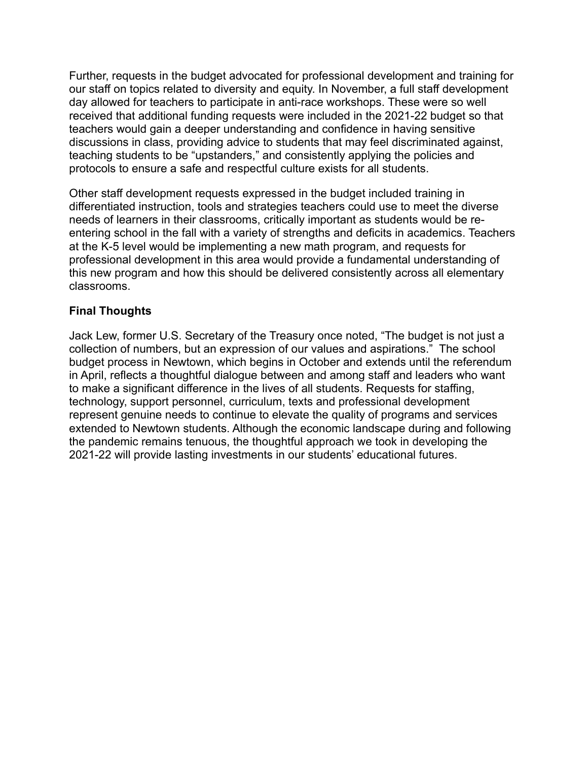Further, requests in the budget advocated for professional development and training for our staff on topics related to diversity and equity. In November, a full staff development day allowed for teachers to participate in anti-race workshops. These were so well received that additional funding requests were included in the 2021-22 budget so that teachers would gain a deeper understanding and confidence in having sensitive discussions in class, providing advice to students that may feel discriminated against, teaching students to be "upstanders," and consistently applying the policies and protocols to ensure a safe and respectful culture exists for all students.

Other staff development requests expressed in the budget included training in differentiated instruction, tools and strategies teachers could use to meet the diverse needs of learners in their classrooms, critically important as students would be re-entering school in the fall with a variety of strengths and deficits in academics. Teachers at the K-5 level would be implementing a new math program, and requests for professional development in this area would provide a fundamental understanding of this new program and how this should be delivered consistently across all elementary classrooms.

**Final Thoughts**

Jack Lew, former U.S. Secretary of the Treasury once noted, "The budget is not just a collection of numbers, but an expression of our values and aspirations." The school budget process in Newtown, which begins in October and extends until the referendum in April, reflects a thoughtful dialogue between and among staff and leaders who want to make a significant difference in the lives of all students. Requests for staffing, technology, support personnel, curriculum, texts and professional development represent genuine needs to continue to elevate the quality of programs and services extended to Newtown students. Although the economic landscape during and following the pandemic remains tenuous, the thoughtful approach we took in developing the 2021-22 will provide lasting investments in our students' educational futures.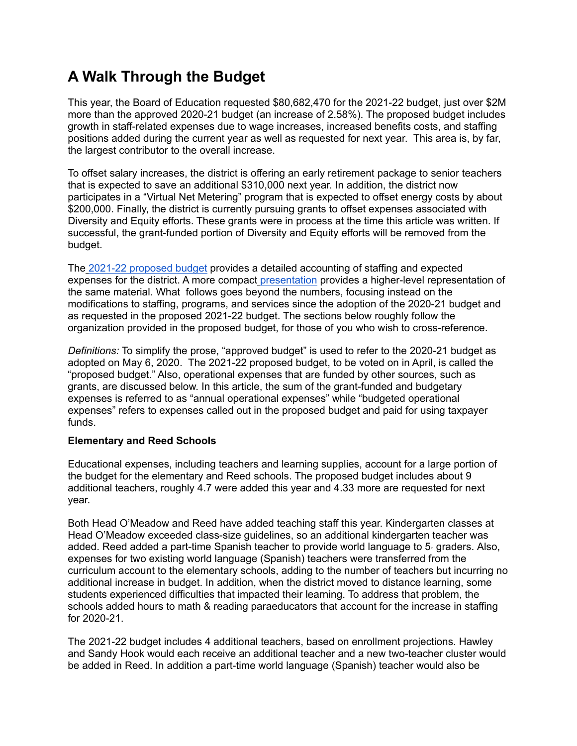# A Walk Through the Budget

This year, the Board of Education requested $80,682,470 for the 2021-22 budget, just over $2M more than the approved 2020-21 budget (an increase of 2.58%). The proposed budget includes growth in staff-related expenses due to wage increases, increased benefits costs, and staffing positions added during the current year as well as requested for next year. This area is, by far, the largest contributor to the overall increase.

To offset salary increases, the district is offering an early retirement package to senior teachers that is expected to save an additional $310,000 next year. In addition, the district now participates in a "Virtual Net Metering" program that is expected to offset energy costs by about $200,000. Finally, the district is currently pursuing grants to offset expenses associated with Diversity and Equity efforts. These grants were in process at the time this article was written. If successful, the grant-funded portion of Diversity and Equity efforts will be removed from the budget.

The 2021-22 proposed budget provides a detailed accounting of staffing and expected expenses for the district. A more compact presentation provides a higher-level representation of the same material. What follows goes beyond the numbers, focusing instead on the modifications to staffing, programs, and services since the adoption of the 2020-21 budget and as requested in the proposed 2021-22 budget. The sections below roughly follow the organization provided in the proposed budget, for those of you who wish to cross-reference.

*Definitions:* To simplify the prose, "approved budget" is used to refer to the 2020-21 budget as adopted on May 6, 2020. The 2021-22 proposed budget, to be voted on in April, is called the "proposed budget." Also, operational expenses that are funded by other sources, such as grants, are discussed below. In this article, the sum of the grant-funded and budgetary expenses is referred to as "annual operational expenses" while "budgeted operational expenses" refers to expenses called out in the proposed budget and paid for using taxpayer funds.

**Elementary and Reed Schools**

Educational expenses, including teachers and learning supplies, account for a large portion of the budget for the elementary and Reed schools. The proposed budget includes about 9 additional teachers, roughly 4.7 were added this year and 4.33 more are requested for next year.

Both Head O'Meadow and Reed have added teaching staff this year. Kindergarten classes at Head O'Meadow exceeded class-size guidelines, so an additional kindergarten teacher was added. Reed added a part-time Spanish teacher to provide world language to 5th graders. Also, expenses for two existing world language (Spanish) teachers were transferred from the curriculum account to the elementary schools, adding to the number of teachers but incurring no additional increase in budget. In addition, when the district moved to distance learning, some students experienced difficulties that impacted their learning. To address that problem, the schools added hours to math & reading paraeducators that account for the increase in staffing for 2020-21.

The 2021-22 budget includes 4 additional teachers, based on enrollment projections. Hawley and Sandy Hook would each receive an additional teacher and a new two-teacher cluster would be added in Reed. In addition a part-time world language (Spanish) teacher would also be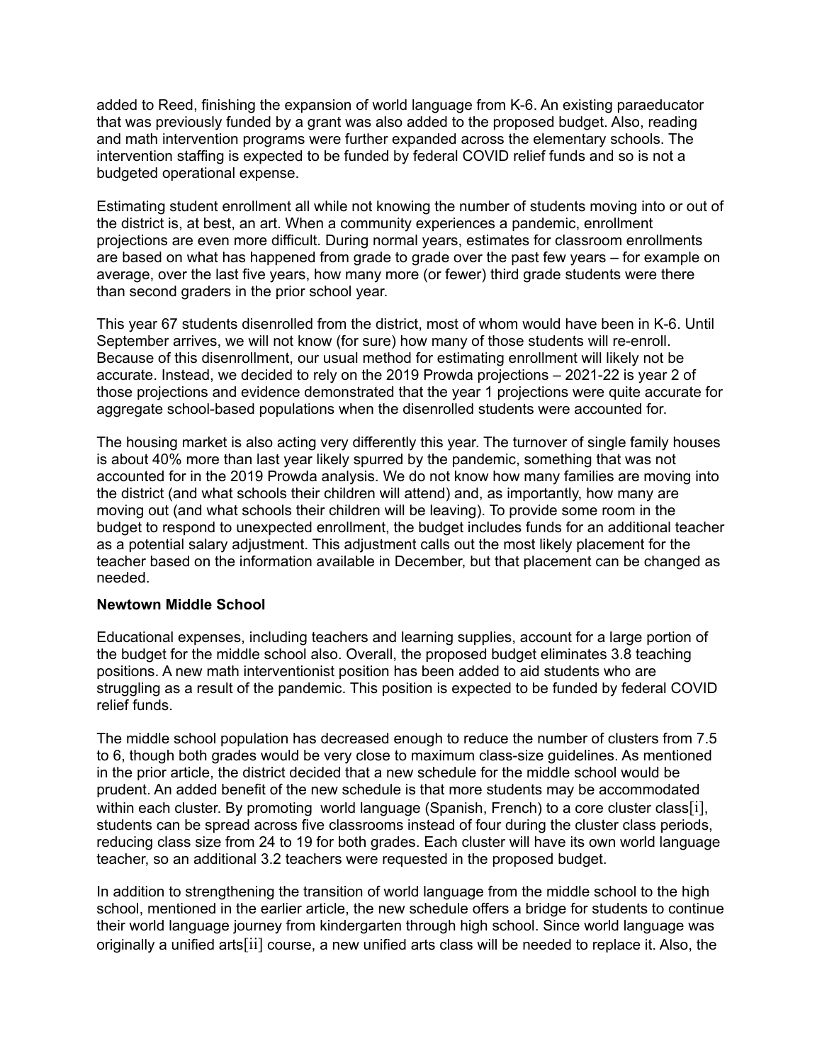added to Reed, finishing the expansion of world language from K-6. An existing paraeducator that was previously funded by a grant was also added to the proposed budget. Also, reading and math intervention programs were further expanded across the elementary schools. The intervention staffing is expected to be funded by federal COVID relief funds and so is not a budgeted operational expense.

Estimating student enrollment all while not knowing the number of students moving into or out of the district is, at best, an art. When a community experiences a pandemic, enrollment projections are even more difficult. During normal years, estimates for classroom enrollments are based on what has happened from grade to grade over the past few years – for example on average, over the last five years, how many more (or fewer) third grade students were there than second graders in the prior school year.

This year 67 students disenrolled from the district, most of whom would have been in K-6. Until September arrives, we will not know (for sure) how many of those students will re-enroll. Because of this disenrollment, our usual method for estimating enrollment will likely not be accurate. Instead, we decided to rely on the 2019 Prowda projections – 2021-22 is year 2 of those projections and evidence demonstrated that the year 1 projections were quite accurate for aggregate school-based populations when the disenrolled students were accounted for.

The housing market is also acting very differently this year. The turnover of single family houses is about 40% more than last year likely spurred by the pandemic, something that was not accounted for in the 2019 Prowda analysis. We do not know how many families are moving into the district (and what schools their children will attend) and, as importantly, how many are moving out (and what schools their children will be leaving). To provide some room in the budget to respond to unexpected enrollment, the budget includes funds for an additional teacher as a potential salary adjustment. This adjustment calls out the most likely placement for the teacher based on the information available in December, but that placement can be changed as needed.

**Newtown Middle School**

Educational expenses, including teachers and learning supplies, account for a large portion of the budget for the middle school also. Overall, the proposed budget eliminates 3.8 teaching positions. A new math interventionist position has been added to aid students who are struggling as a result of the pandemic. This position is expected to be funded by federal COVID relief funds.

The middle school population has decreased enough to reduce the number of clusters from 7.5 to 6, though both grades would be very close to maximum class-size guidelines. As mentioned in the prior article, the district decided that a new schedule for the middle school would be prudent. An added benefit of the new schedule is that more students may be accommodated within each cluster. By promoting world language (Spanish, French) to a core cluster class[i], students can be spread across five classrooms instead of four during the cluster class periods, reducing class size from 24 to 19 for both grades. Each cluster will have its own world language teacher, so an additional 3.2 teachers were requested in the proposed budget.

In addition to strengthening the transition of world language from the middle school to the high school, mentioned in the earlier article, the new schedule offers a bridge for students to continue their world language journey from kindergarten through high school. Since world language was originally a unified arts[ii] course, a new unified arts class will be needed to replace it. Also, the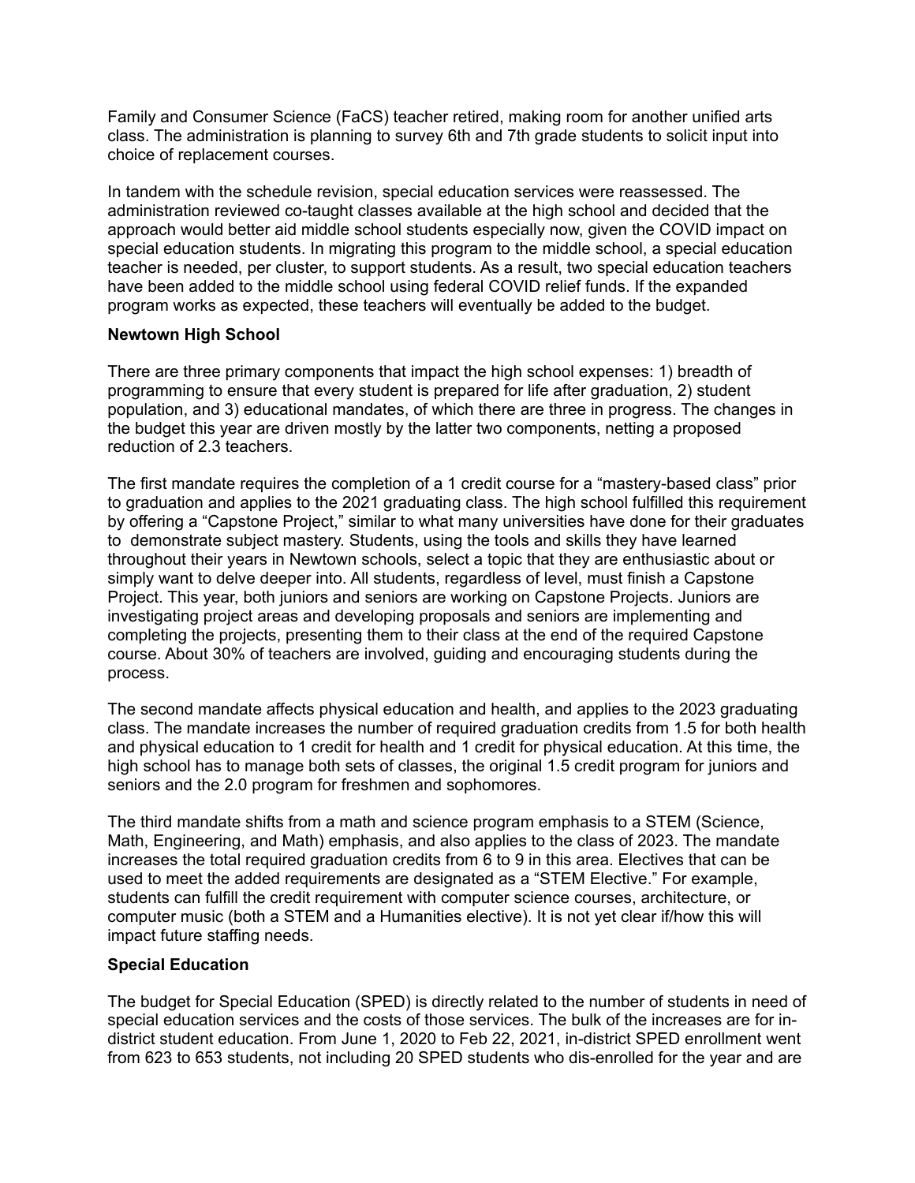Family and Consumer Science (FaCS) teacher retired, making room for another unified arts class. The administration is planning to survey 6th and 7th grade students to solicit input into choice of replacement courses.

In tandem with the schedule revision, special education services were reassessed. The administration reviewed co-taught classes available at the high school and decided that the approach would better aid middle school students especially now, given the COVID impact on special education students. In migrating this program to the middle school, a special education teacher is needed, per cluster, to support students. As a result, two special education teachers have been added to the middle school using federal COVID relief funds. If the expanded program works as expected, these teachers will eventually be added to the budget.

**Newtown High School**

There are three primary components that impact the high school expenses: 1) breadth of programming to ensure that every student is prepared for life after graduation, 2) student population, and 3) educational mandates, of which there are three in progress. The changes in the budget this year are driven mostly by the latter two components, netting a proposed reduction of 2.3 teachers.

The first mandate requires the completion of a 1 credit course for a "mastery-based class" prior to graduation and applies to the 2021 graduating class. The high school fulfilled this requirement by offering a "Capstone Project," similar to what many universities have done for their graduates to demonstrate subject mastery. Students, using the tools and skills they have learned throughout their years in Newtown schools, select a topic that they are enthusiastic about or simply want to delve deeper into. All students, regardless of level, must finish a Capstone Project. This year, both juniors and seniors are working on Capstone Projects. Juniors are investigating project areas and developing proposals and seniors are implementing and completing the projects, presenting them to their class at the end of the required Capstone course. About 30% of teachers are involved, guiding and encouraging students during the process.

The second mandate affects physical education and health, and applies to the 2023 graduating class. The mandate increases the number of required graduation credits from 1.5 for both health and physical education to 1 credit for health and 1 credit for physical education. At this time, the high school has to manage both sets of classes, the original 1.5 credit program for juniors and seniors and the 2.0 program for freshmen and sophomores.

The third mandate shifts from a math and science program emphasis to a STEM (Science, Math, Engineering, and Math) emphasis, and also applies to the class of 2023. The mandate increases the total required graduation credits from 6 to 9 in this area. Electives that can be used to meet the added requirements are designated as a "STEM Elective." For example, students can fulfill the credit requirement with computer science courses, architecture, or computer music (both a STEM and a Humanities elective). It is not yet clear if/how this will impact future staffing needs.

**Special Education**

The budget for Special Education (SPED) is directly related to the number of students in need of special education services and the costs of those services. The bulk of the increases are for in-district student education. From June 1, 2020 to Feb 22, 2021, in-district SPED enrollment went from 623 to 653 students, not including 20 SPED students who dis-enrolled for the year and are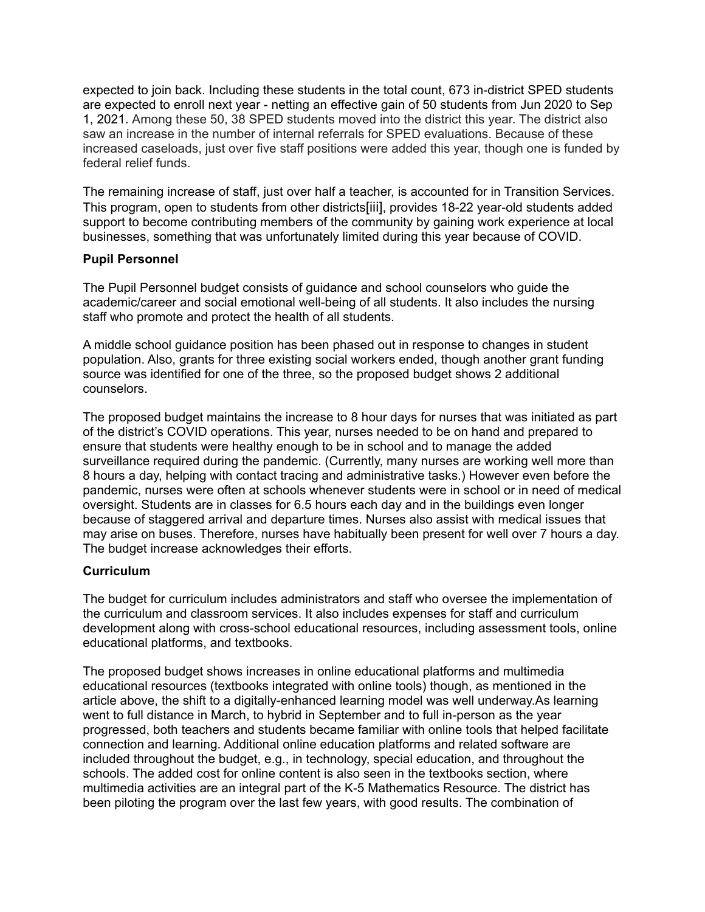expected to join back. Including these students in the total count, 673 in-district SPED students are expected to enroll next year - netting an effective gain of 50 students from Jun 2020 to Sep 1, 2021. Among these 50, 38 SPED students moved into the district this year. The district also saw an increase in the number of internal referrals for SPED evaluations. Because of these increased caseloads, just over five staff positions were added this year, though one is funded by federal relief funds.

The remaining increase of staff, just over half a teacher, is accounted for in Transition Services. This program, open to students from other districts[iii], provides 18-22 year-old students added support to become contributing members of the community by gaining work experience at local businesses, something that was unfortunately limited during this year because of COVID.

**Pupil Personnel**

The Pupil Personnel budget consists of guidance and school counselors who guide the academic/career and social emotional well-being of all students. It also includes the nursing staff who promote and protect the health of all students.

A middle school guidance position has been phased out in response to changes in student population. Also, grants for three existing social workers ended, though another grant funding source was identified for one of the three, so the proposed budget shows 2 additional counselors.

The proposed budget maintains the increase to 8 hour days for nurses that was initiated as part of the district's COVID operations. This year, nurses needed to be on hand and prepared to ensure that students were healthy enough to be in school and to manage the added surveillance required during the pandemic. (Currently, many nurses are working well more than 8 hours a day, helping with contact tracing and administrative tasks.) However even before the pandemic, nurses were often at schools whenever students were in school or in need of medical oversight. Students are in classes for 6.5 hours each day and in the buildings even longer because of staggered arrival and departure times. Nurses also assist with medical issues that may arise on buses. Therefore, nurses have habitually been present for well over 7 hours a day. The budget increase acknowledges their efforts.

**Curriculum**

The budget for curriculum includes administrators and staff who oversee the implementation of the curriculum and classroom services. It also includes expenses for staff and curriculum development along with cross-school educational resources, including assessment tools, online educational platforms, and textbooks.

The proposed budget shows increases in online educational platforms and multimedia educational resources (textbooks integrated with online tools) though, as mentioned in the article above, the shift to a digitally-enhanced learning model was well underway.As learning went to full distance in March, to hybrid in September and to full in-person as the year progressed, both teachers and students became familiar with online tools that helped facilitate connection and learning. Additional online education platforms and related software are included throughout the budget, e.g., in technology, special education, and throughout the schools. The added cost for online content is also seen in the textbooks section, where multimedia activities are an integral part of the K-5 Mathematics Resource. The district has been piloting the program over the last few years, with good results. The combination of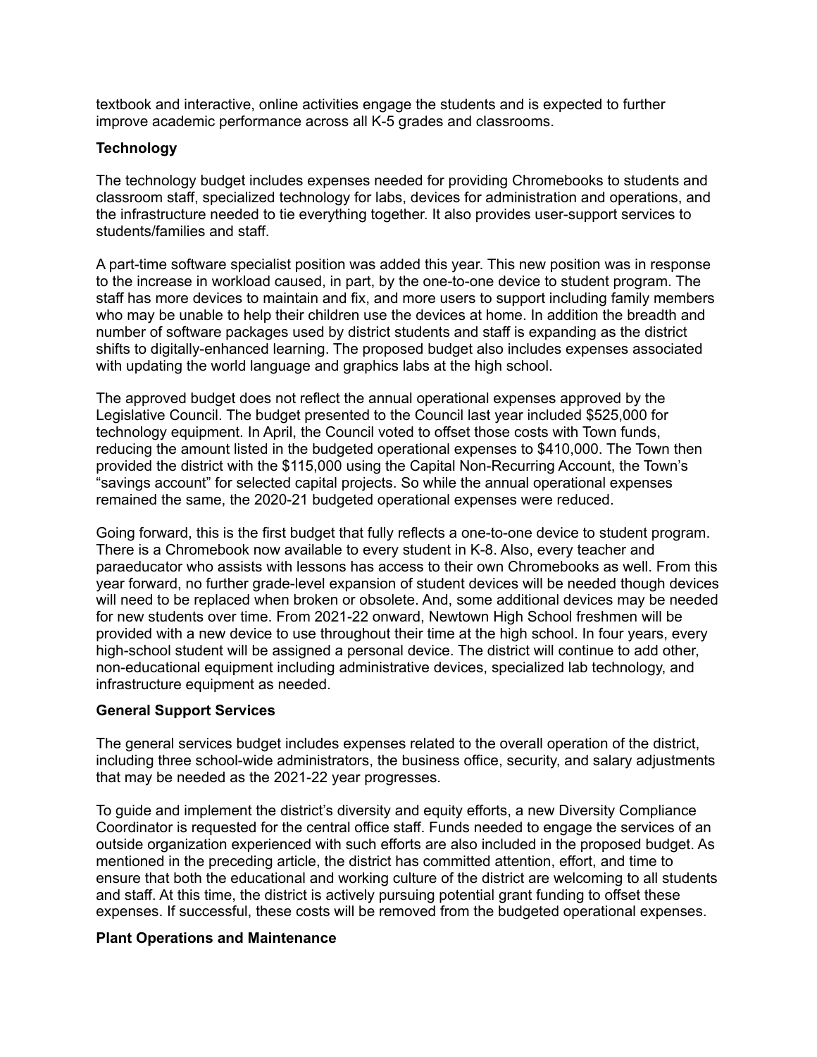textbook and interactive, online activities engage the students and is expected to further improve academic performance across all K-5 grades and classrooms.

**Technology**

The technology budget includes expenses needed for providing Chromebooks to students and classroom staff, specialized technology for labs, devices for administration and operations, and the infrastructure needed to tie everything together. It also provides user-support services to students/families and staff.

A part-time software specialist position was added this year. This new position was in response to the increase in workload caused, in part, by the one-to-one device to student program. The staff has more devices to maintain and fix, and more users to support including family members who may be unable to help their children use the devices at home. In addition the breadth and number of software packages used by district students and staff is expanding as the district shifts to digitally-enhanced learning. The proposed budget also includes expenses associated with updating the world language and graphics labs at the high school.

The approved budget does not reflect the annual operational expenses approved by the Legislative Council. The budget presented to the Council last year included $525,000 for technology equipment. In April, the Council voted to offset those costs with Town funds, reducing the amount listed in the budgeted operational expenses to $410,000. The Town then provided the district with the $115,000 using the Capital Non-Recurring Account, the Town's "savings account" for selected capital projects. So while the annual operational expenses remained the same, the 2020-21 budgeted operational expenses were reduced.

Going forward, this is the first budget that fully reflects a one-to-one device to student program. There is a Chromebook now available to every student in K-8. Also, every teacher and paraeducator who assists with lessons has access to their own Chromebooks as well. From this year forward, no further grade-level expansion of student devices will be needed though devices will need to be replaced when broken or obsolete. And, some additional devices may be needed for new students over time. From 2021-22 onward, Newtown High School freshmen will be provided with a new device to use throughout their time at the high school. In four years, every high-school student will be assigned a personal device. The district will continue to add other, non-educational equipment including administrative devices, specialized lab technology, and infrastructure equipment as needed.

**General Support Services**

The general services budget includes expenses related to the overall operation of the district, including three school-wide administrators, the business office, security, and salary adjustments that may be needed as the 2021-22 year progresses.

To guide and implement the district's diversity and equity efforts, a new Diversity Compliance Coordinator is requested for the central office staff. Funds needed to engage the services of an outside organization experienced with such efforts are also included in the proposed budget. As mentioned in the preceding article, the district has committed attention, effort, and time to ensure that both the educational and working culture of the district are welcoming to all students and staff. At this time, the district is actively pursuing potential grant funding to offset these expenses. If successful, these costs will be removed from the budgeted operational expenses.

**Plant Operations and Maintenance**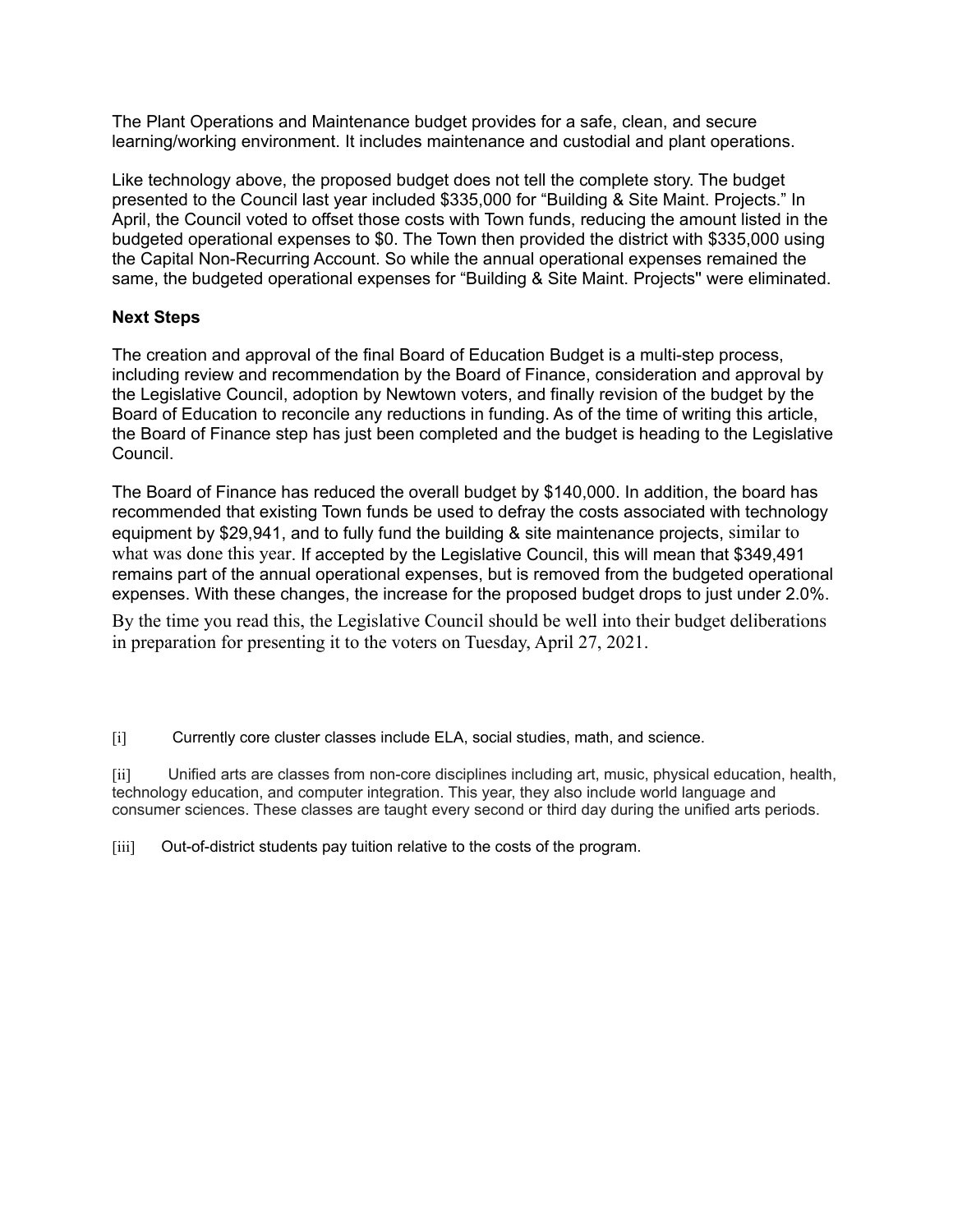The Plant Operations and Maintenance budget provides for a safe, clean, and secure learning/working environment. It includes maintenance and custodial and plant operations.

Like technology above, the proposed budget does not tell the complete story. The budget presented to the Council last year included $335,000 for “Building & Site Maint. Projects.” In April, the Council voted to offset those costs with Town funds, reducing the amount listed in the budgeted operational expenses to $0. The Town then provided the district with $335,000 using the Capital Non-Recurring Account. So while the annual operational expenses remained the same, the budgeted operational expenses for “Building & Site Maint. Projects" were eliminated.

**Next Steps**

The creation and approval of the final Board of Education Budget is a multi-step process, including review and recommendation by the Board of Finance, consideration and approval by the Legislative Council, adoption by Newtown voters, and finally revision of the budget by the Board of Education to reconcile any reductions in funding. As of the time of writing this article, the Board of Finance step has just been completed and the budget is heading to the Legislative Council.

The Board of Finance has reduced the overall budget by $140,000. In addition, the board has recommended that existing Town funds be used to defray the costs associated with technology equipment by $29,941, and to fully fund the building & site maintenance projects, similar to what was done this year. If accepted by the Legislative Council, this will mean that $349,491 remains part of the annual operational expenses, but is removed from the budgeted operational expenses. With these changes, the increase for the proposed budget drops to just under 2.0%.

By the time you read this, the Legislative Council should be well into their budget deliberations in preparation for presenting it to the voters on Tuesday, April 27, 2021.

[i] Currently core cluster classes include ELA, social studies, math, and science.

[ii] Unified arts are classes from non-core disciplines including art, music, physical education, health, technology education, and computer integration. This year, they also include world language and consumer sciences. These classes are taught every second or third day during the unified arts periods.

[iii] Out-of-district students pay tuition relative to the costs of the program.